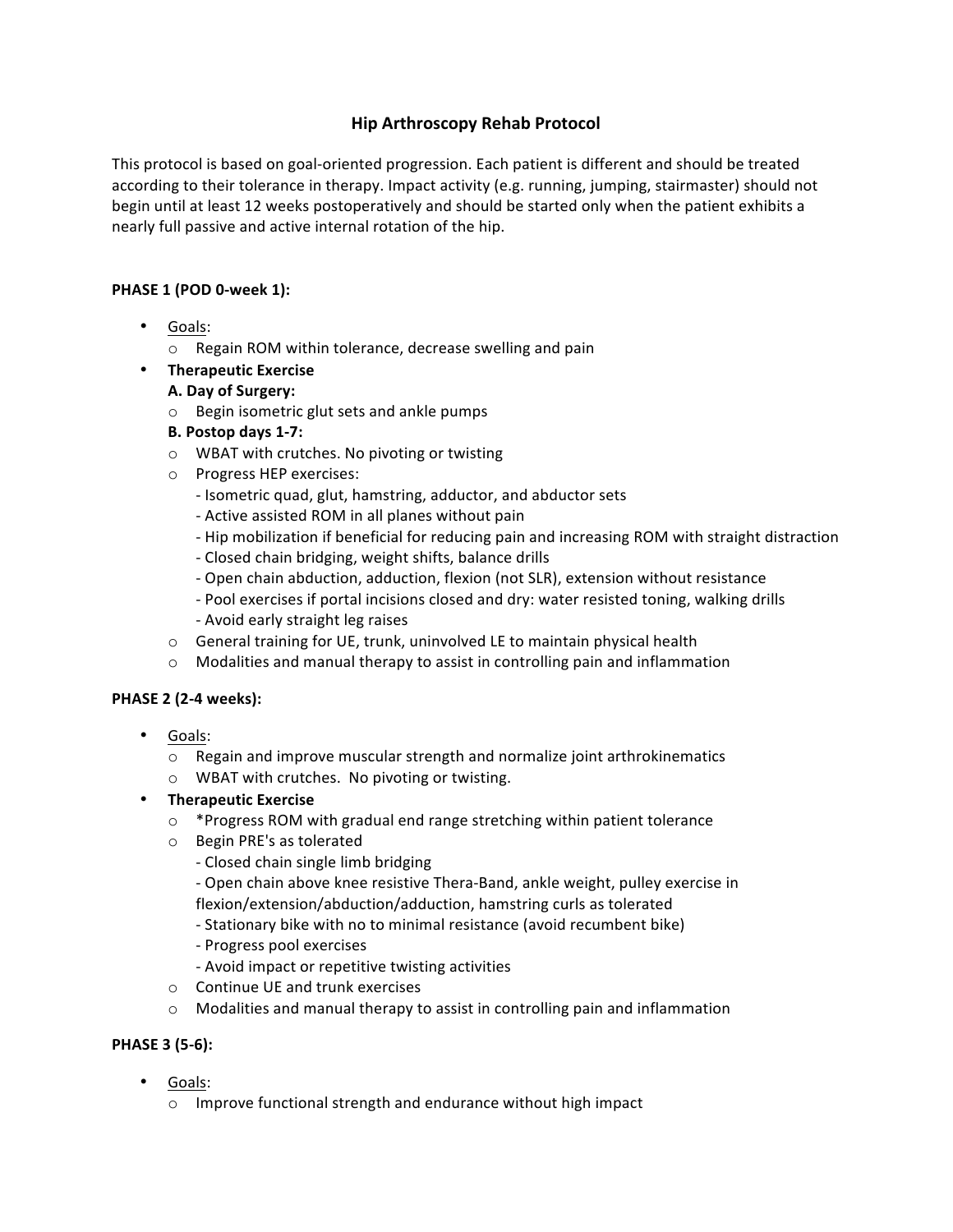# Hip Arthroscopy Rehab Protocol

This protocol is based on goal-oriented progression. Each patient is different and should be treated according to their tolerance in therapy. Impact activity (e.g. running, jumping, stairmaster) should not begin until at least 12 weeks postoperatively and should be started only when the patient exhibits a nearly full passive and active internal rotation of the hip.

**PHASE 1 (POD 0-week 1):**

- Goals:
  - Regain ROM within tolerance, decrease swelling and pain
- **Therapeutic Exercise**
  
  **A. Day of Surgery:**
  - Begin isometric glut sets and ankle pumps
  
  **B. Postop days 1-7:**
  - WBAT with crutches. No pivoting or twisting
  - Progress HEP exercises:
    - Isometric quad, glut, hamstring, adductor, and abductor sets
    - Active assisted ROM in all planes without pain
    - Hip mobilization if beneficial for reducing pain and increasing ROM with straight distraction
    - Closed chain bridging, weight shifts, balance drills
    - Open chain abduction, adduction, flexion (not SLR), extension without resistance
    - Pool exercises if portal incisions closed and dry: water resisted toning, walking drills
    - Avoid early straight leg raises
  - General training for UE, trunk, uninvolved LE to maintain physical health
  - Modalities and manual therapy to assist in controlling pain and inflammation

**PHASE 2 (2-4 weeks):**

- Goals:
  - Regain and improve muscular strength and normalize joint arthrokinematics
  - WBAT with crutches. No pivoting or twisting.
- **Therapeutic Exercise**
  - *Progress ROM with gradual end range stretching within patient tolerance
  - Begin PRE's as tolerated
    - Closed chain single limb bridging
    - Open chain above knee resistive Thera-Band, ankle weight, pulley exercise in flexion/extension/abduction/adduction, hamstring curls as tolerated
    - Stationary bike with no to minimal resistance (avoid recumbent bike)
    - Progress pool exercises
    - Avoid impact or repetitive twisting activities
  - Continue UE and trunk exercises
  - Modalities and manual therapy to assist in controlling pain and inflammation

**PHASE 3 (5-6):**

- Goals:
  - Improve functional strength and endurance without high impact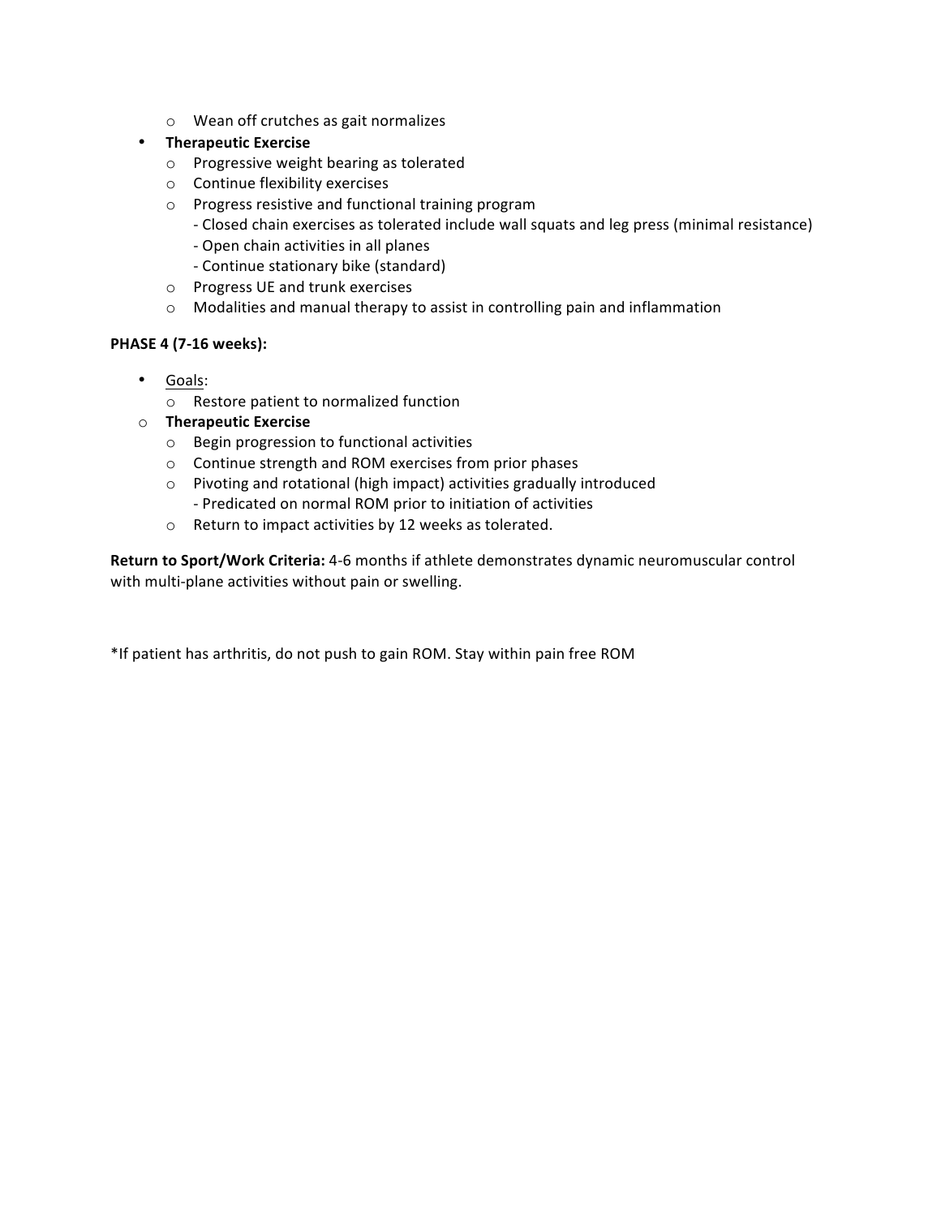- Wean off crutches as gait normalizes

- **Therapeutic Exercise**
  - Progressive weight bearing as tolerated
  - Continue flexibility exercises
  - Progress resistive and functional training program
    - Closed chain exercises as tolerated include wall squats and leg press (minimal resistance)
    - Open chain activities in all planes
    - Continue stationary bike (standard)
  - Progress UE and trunk exercises
  - Modalities and manual therapy to assist in controlling pain and inflammation

**PHASE 4 (7-16 weeks):**

- Goals:
  - Restore patient to normalized function
- **Therapeutic Exercise**
  - Begin progression to functional activities
  - Continue strength and ROM exercises from prior phases
  - Pivoting and rotational (high impact) activities gradually introduced
    - Predicated on normal ROM prior to initiation of activities
  - Return to impact activities by 12 weeks as tolerated.

**Return to Sport/Work Criteria:** 4-6 months if athlete demonstrates dynamic neuromuscular control with multi-plane activities without pain or swelling.

*If patient has arthritis, do not push to gain ROM. Stay within pain free ROM